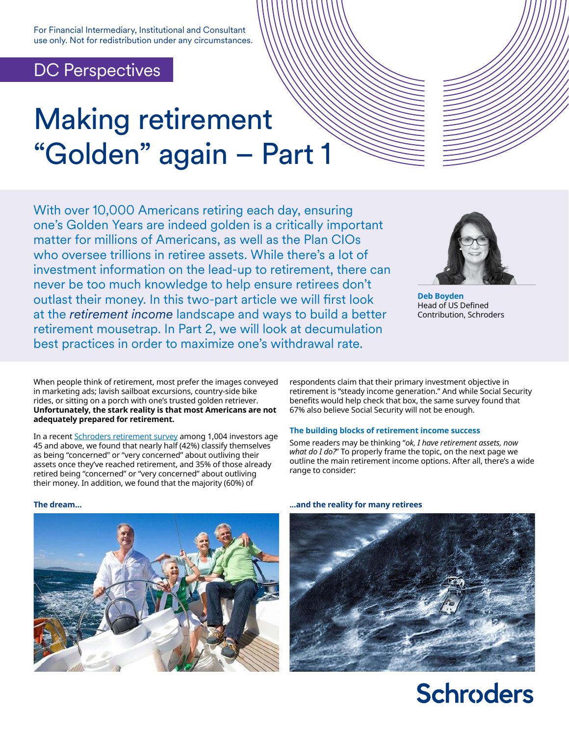For Financial Intermediary, Institutional and Consultant use only. Not for redistribution under any circumstances.

DC Perspectives

# Making retirement "Golden" again – Part 1

With over 10,000 Americans retiring each day, ensuring one's Golden Years are indeed golden is a critically important matter for millions of Americans, as well as the Plan CIOs who oversee trillions in retiree assets. While there's a lot of investment information on the lead-up to retirement, there can never be too much knowledge to help ensure retirees don't outlast their money. In this two-part article we will first look at the *retirement income* landscape and ways to build a better retirement mousetrap. In Part 2, we will look at decumulation best practices in order to maximize one's withdrawal rate.

**Deb Boyden**
Head of US Defined Contribution, Schroders

When people think of retirement, most prefer the images conveyed in marketing ads; lavish sailboat excursions, country-side bike rides, or sitting on a porch with one's trusted golden retriever. **Unfortunately, the stark reality is that most Americans are not adequately prepared for retirement.**

In a recent Schroders retirement survey among 1,004 investors age 45 and above, we found that nearly half (42%) classify themselves as being "concerned" or "very concerned" about outliving their assets once they've reached retirement, and 35% of those already retired being "concerned" or "very concerned" about outliving their money. In addition, we found that the majority (60%) of respondents claim that their primary investment objective in retirement is "steady income generation." And while Social Security benefits would help check that box, the same survey found that 67% also believe Social Security will not be enough.

### The building blocks of retirement income success

Some readers may be thinking "*ok, I have retirement assets, now what do I do?*" To properly frame the topic, on the next page we outline the main retirement income options. After all, there's a wide range to consider:

**The dream...**

**...and the reality for many retirees**

Schroders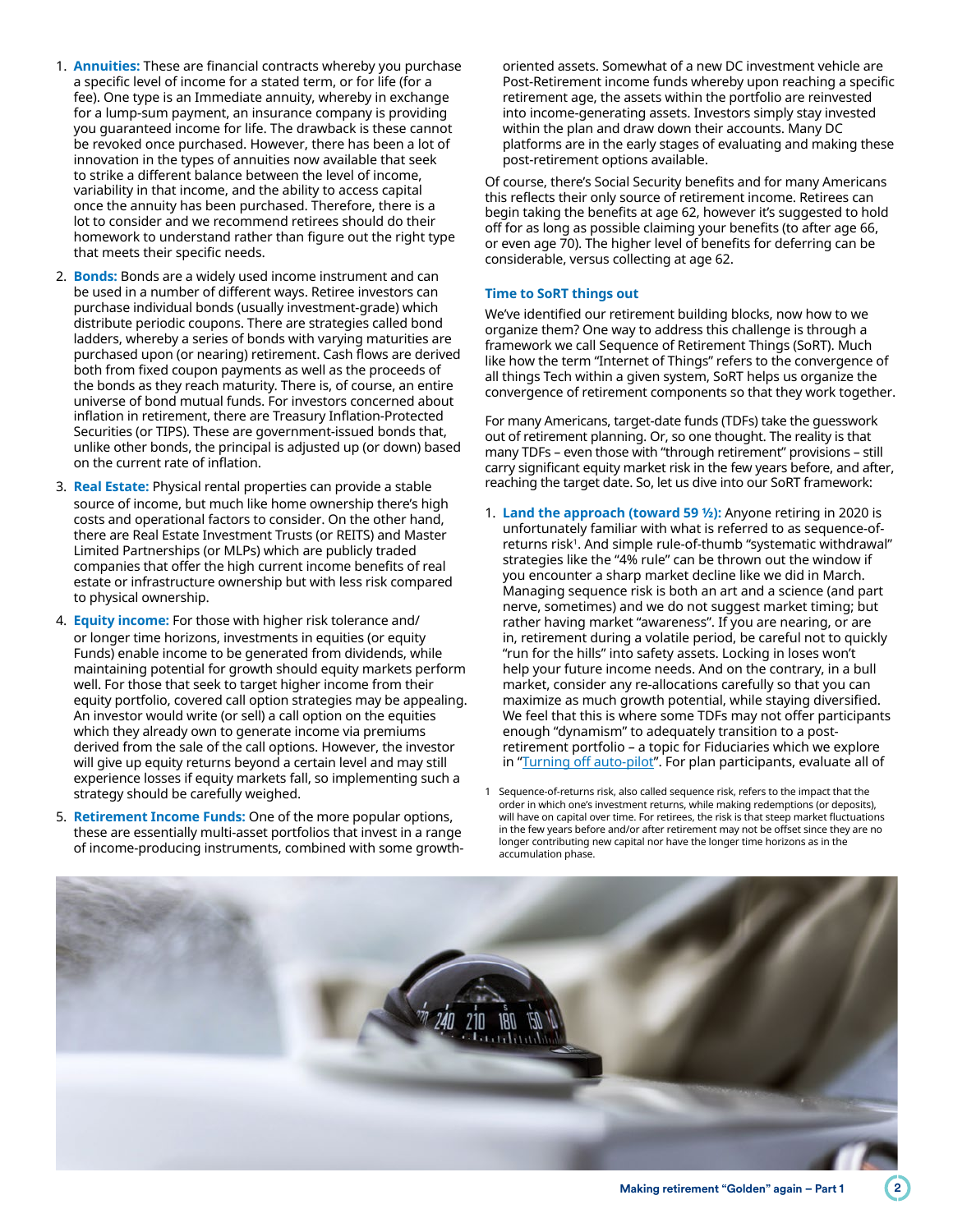1. **Annuities:** These are financial contracts whereby you purchase a specific level of income for a stated term, or for life (for a fee). One type is an Immediate annuity, whereby in exchange for a lump-sum payment, an insurance company is providing you guaranteed income for life. The drawback is these cannot be revoked once purchased. However, there has been a lot of innovation in the types of annuities now available that seek to strike a different balance between the level of income, variability in that income, and the ability to access capital once the annuity has been purchased. Therefore, there is a lot to consider and we recommend retirees should do their homework to understand rather than figure out the right type that meets their specific needs.

2. **Bonds:** Bonds are a widely used income instrument and can be used in a number of different ways. Retiree investors can purchase individual bonds (usually investment-grade) which distribute periodic coupons. There are strategies called bond ladders, whereby a series of bonds with varying maturities are purchased upon (or nearing) retirement. Cash flows are derived both from fixed coupon payments as well as the proceeds of the bonds as they reach maturity. There is, of course, an entire universe of bond mutual funds. For investors concerned about inflation in retirement, there are Treasury Inflation-Protected Securities (or TIPS). These are government-issued bonds that, unlike other bonds, the principal is adjusted up (or down) based on the current rate of inflation.

3. **Real Estate:** Physical rental properties can provide a stable source of income, but much like home ownership there's high costs and operational factors to consider. On the other hand, there are Real Estate Investment Trusts (or REITS) and Master Limited Partnerships (or MLPs) which are publicly traded companies that offer the high current income benefits of real estate or infrastructure ownership but with less risk compared to physical ownership.

4. **Equity income:** For those with higher risk tolerance and/or longer time horizons, investments in equities (or equity Funds) enable income to be generated from dividends, while maintaining potential for growth should equity markets perform well. For those that seek to target higher income from their equity portfolio, covered call option strategies may be appealing. An investor would write (or sell) a call option on the equities which they already own to generate income via premiums derived from the sale of the call options. However, the investor will give up equity returns beyond a certain level and may still experience losses if equity markets fall, so implementing such a strategy should be carefully weighed.

5. **Retirement Income Funds:** One of the more popular options, these are essentially multi-asset portfolios that invest in a range of income-producing instruments, combined with some growth-oriented assets. Somewhat of a new DC investment vehicle are Post-Retirement income funds whereby upon reaching a specific retirement age, the assets within the portfolio are reinvested into income-generating assets. Investors simply stay invested within the plan and draw down their accounts. Many DC platforms are in the early stages of evaluating and making these post-retirement options available.

Of course, there's Social Security benefits and for many Americans this reflects their only source of retirement income. Retirees can begin taking the benefits at age 62, however it's suggested to hold off for as long as possible claiming your benefits (to after age 66, or even age 70). The higher level of benefits for deferring can be considerable, versus collecting at age 62.

### Time to SoRT things out

We've identified our retirement building blocks, now how to we organize them? One way to address this challenge is through a framework we call Sequence of Retirement Things (SoRT). Much like how the term "Internet of Things" refers to the convergence of all things Tech within a given system, SoRT helps us organize the convergence of retirement components so that they work together.

For many Americans, target-date funds (TDFs) take the guesswork out of retirement planning. Or, so one thought. The reality is that many TDFs – even those with "through retirement" provisions – still carry significant equity market risk in the few years before, and after, reaching the target date. So, let us dive into our SoRT framework:

1. **Land the approach (toward 59 ½):** Anyone retiring in 2020 is unfortunately familiar with what is referred to as sequence-of-returns risk[1]. And simple rule-of-thumb "systematic withdrawal" strategies like the "4% rule" can be thrown out the window if you encounter a sharp market decline like we did in March. Managing sequence risk is both an art and a science (and part nerve, sometimes) and we do not suggest market timing; but rather having market "awareness". If you are nearing, or are in, retirement during a volatile period, be careful not to quickly "run for the hills" into safety assets. Locking in loses won't help your future income needs. And on the contrary, in a bull market, consider any re-allocations carefully so that you can maximize as much growth potential, while staying diversified. We feel that this is where some TDFs may not offer participants enough "dynamism" to adequately transition to a post-retirement portfolio – a topic for Fiduciaries which we explore in "Turning off auto-pilot". For plan participants, evaluate all of

1 Sequence-of-returns risk, also called sequence risk, refers to the impact that the order in which one's investment returns, while making redemptions (or deposits), will have on capital over time. For retirees, the risk is that steep market fluctuations in the few years before and/or after retirement may not be offset since they are no longer contributing new capital nor have the longer time horizons as in the accumulation phase.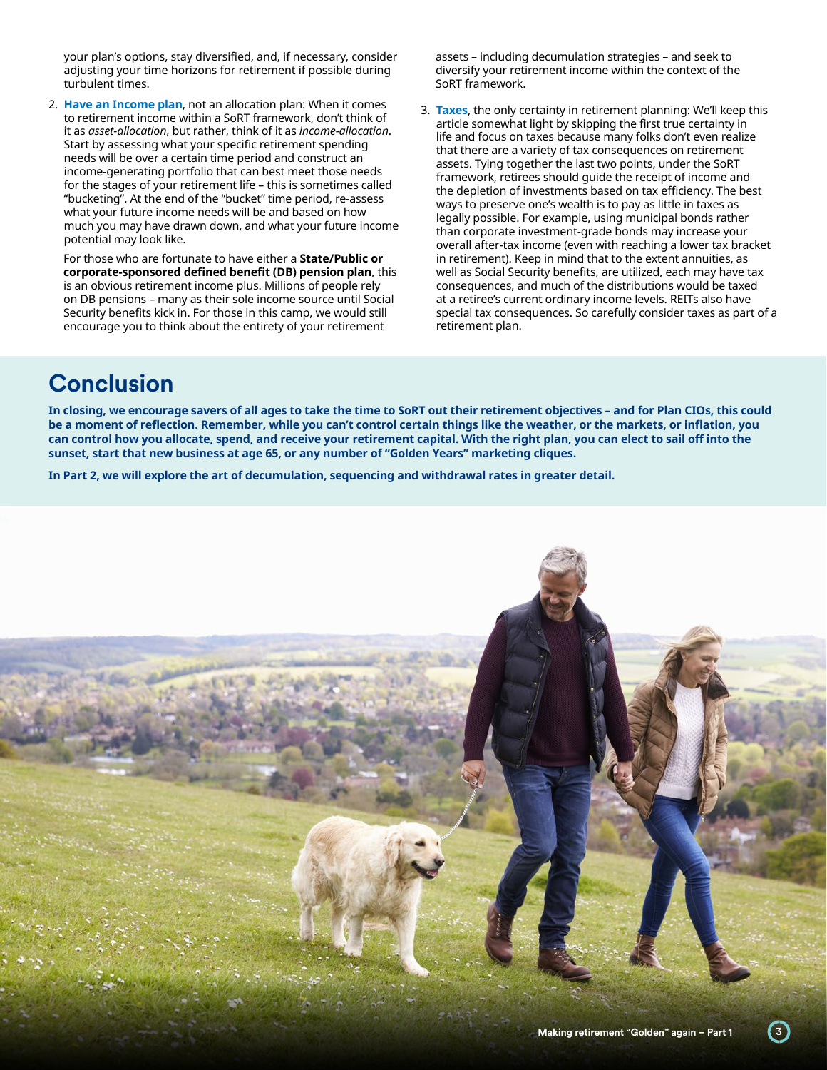your plan's options, stay diversified, and, if necessary, consider adjusting your time horizons for retirement if possible during turbulent times.

2. **Have an Income plan**, not an allocation plan: When it comes to retirement income within a SoRT framework, don't think of it as *asset-allocation*, but rather, think of it as *income-allocation*. Start by assessing what your specific retirement spending needs will be over a certain time period and construct an income-generating portfolio that can best meet those needs for the stages of your retirement life – this is sometimes called "bucketing". At the end of the "bucket" time period, re-assess what your future income needs will be and based on how much you may have drawn down, and what your future income potential may look like.

   For those who are fortunate to have either a **State/Public or corporate-sponsored defined benefit (DB) pension plan**, this is an obvious retirement income plus. Millions of people rely on DB pensions – many as their sole income source until Social Security benefits kick in. For those in this camp, we would still encourage you to think about the entirety of your retirement assets – including decumulation strategies – and seek to diversify your retirement income within the context of the SoRT framework.

3. **Taxes**, the only certainty in retirement planning: We'll keep this article somewhat light by skipping the first true certainty in life and focus on taxes because many folks don't even realize that there are a variety of tax consequences on retirement assets. Tying together the last two points, under the SoRT framework, retirees should guide the receipt of income and the depletion of investments based on tax efficiency. The best ways to preserve one's wealth is to pay as little in taxes as legally possible. For example, using municipal bonds rather than corporate investment-grade bonds may increase your overall after-tax income (even with reaching a lower tax bracket in retirement). Keep in mind that to the extent annuities, as well as Social Security benefits, are utilized, each may have tax consequences, and much of the distributions would be taxed at a retiree's current ordinary income levels. REITs also have special tax consequences. So carefully consider taxes as part of a retirement plan.

## Conclusion

**In closing, we encourage savers of all ages to take the time to SoRT out their retirement objectives – and for Plan CIOs, this could be a moment of reflection. Remember, while you can't control certain things like the weather, or the markets, or inflation, you can control how you allocate, spend, and receive your retirement capital. With the right plan, you can elect to sail off into the sunset, start that new business at age 65, or any number of "Golden Years" marketing cliques.**

**In Part 2, we will explore the art of decumulation, sequencing and withdrawal rates in greater detail.**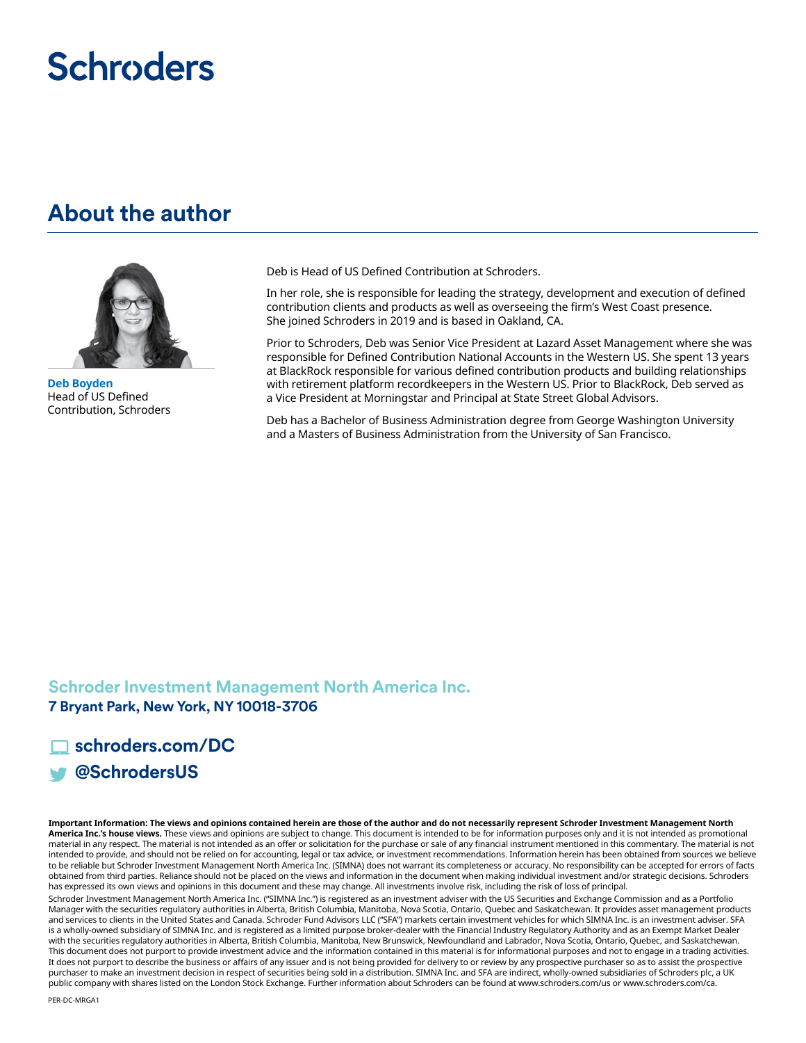# Schroders

## About the author

**Deb Boyden**
Head of US Defined Contribution, Schroders

Deb is Head of US Defined Contribution at Schroders.

In her role, she is responsible for leading the strategy, development and execution of defined contribution clients and products as well as overseeing the firm's West Coast presence. She joined Schroders in 2019 and is based in Oakland, CA.

Prior to Schroders, Deb was Senior Vice President at Lazard Asset Management where she was responsible for Defined Contribution National Accounts in the Western US. She spent 13 years at BlackRock responsible for various defined contribution products and building relationships with retirement platform recordkeepers in the Western US. Prior to BlackRock, Deb served as a Vice President at Morningstar and Principal at State Street Global Advisors.

Deb has a Bachelor of Business Administration degree from George Washington University and a Masters of Business Administration from the University of San Francisco.

**Schroder Investment Management North America Inc.**
**7 Bryant Park, New York, NY 10018-3706**

**schroders.com/DC**
**@SchrodersUS**

**Important Information: The views and opinions contained herein are those of the author and do not necessarily represent Schroder Investment Management North America Inc.'s house views.** These views and opinions are subject to change. This document is intended to be for information purposes only and it is not intended as promotional material in any respect. The material is not intended as an offer or solicitation for the purchase or sale of any financial instrument mentioned in this commentary. The material is not intended to provide, and should not be relied on for accounting, legal or tax advice, or investment recommendations. Information herein has been obtained from sources we believe to be reliable but Schroder Investment Management North America Inc. (SIMNA) does not warrant its completeness or accuracy. No responsibility can be accepted for errors of facts obtained from third parties. Reliance should not be placed on the views and information in the document when making individual investment and/or strategic decisions. Schroders has expressed its own views and opinions in this document and these may change. All investments involve risk, including the risk of loss of principal.

Schroder Investment Management North America Inc. ("SIMNA Inc.") is registered as an investment adviser with the US Securities and Exchange Commission and as a Portfolio Manager with the securities regulatory authorities in Alberta, British Columbia, Manitoba, Nova Scotia, Ontario, Quebec and Saskatchewan. It provides asset management products and services to clients in the United States and Canada. Schroder Fund Advisors LLC ("SFA") markets certain investment vehicles for which SIMNA Inc. is an investment adviser. SFA is a wholly-owned subsidiary of SIMNA Inc. and is registered as a limited purpose broker-dealer with the Financial Industry Regulatory Authority and as an Exempt Market Dealer with the securities regulatory authorities in Alberta, British Columbia, Manitoba, New Brunswick, Newfoundland and Labrador, Nova Scotia, Ontario, Quebec, and Saskatchewan. This document does not purport to provide investment advice and the information contained in this material is for informational purposes and not to engage in a trading activities. It does not purport to describe the business or affairs of any issuer and is not being provided for delivery to or review by any prospective purchaser so as to assist the prospective purchaser to make an investment decision in respect of securities being sold in a distribution. SIMNA Inc. and SFA are indirect, wholly-owned subsidiaries of Schroders plc, a UK public company with shares listed on the London Stock Exchange. Further information about Schroders can be found at www.schroders.com/us or www.schroders.com/ca.

PER-DC-MRGA1